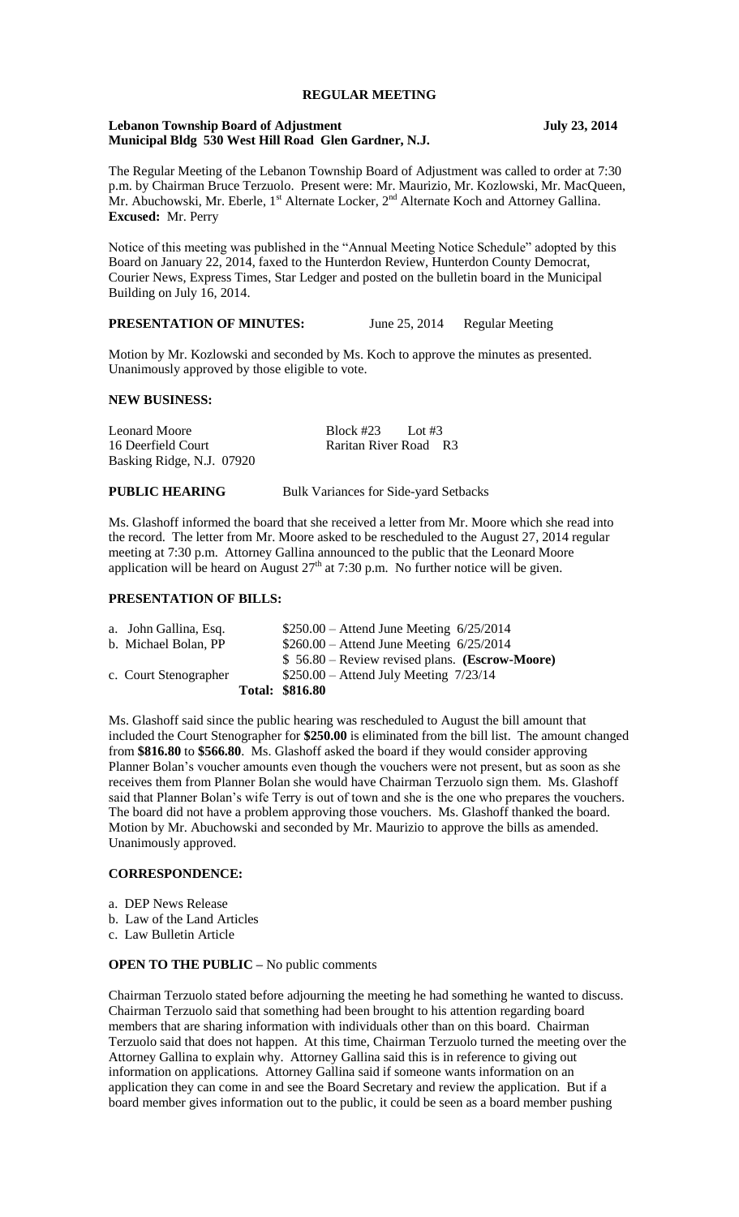# REGULAR MEETING

**Lebanon Township Board of Adjustment** **July 23, 2014**
**Municipal Bldg 530 West Hill Road Glen Gardner, N.J.**

The Regular Meeting of the Lebanon Township Board of Adjustment was called to order at 7:30 p.m. by Chairman Bruce Terzuolo. Present were: Mr. Maurizio, Mr. Kozlowski, Mr. MacQueen, Mr. Abuchowski, Mr. Eberle, 1st Alternate Locker, 2nd Alternate Koch and Attorney Gallina. **Excused:** Mr. Perry

Notice of this meeting was published in the "Annual Meeting Notice Schedule" adopted by this Board on January 22, 2014, faxed to the Hunterdon Review, Hunterdon County Democrat, Courier News, Express Times, Star Ledger and posted on the bulletin board in the Municipal Building on July 16, 2014.

**PRESENTATION OF MINUTES:** June 25, 2014 Regular Meeting

Motion by Mr. Kozlowski and seconded by Ms. Koch to approve the minutes as presented. Unanimously approved by those eligible to vote.

**NEW BUSINESS:**

Leonard Moore Block #23 Lot #3
16 Deerfield Court Raritan River Road R3
Basking Ridge, N.J. 07920

**PUBLIC HEARING** Bulk Variances for Side-yard Setbacks

Ms. Glashoff informed the board that she received a letter from Mr. Moore which she read into the record. The letter from Mr. Moore asked to be rescheduled to the August 27, 2014 regular meeting at 7:30 p.m. Attorney Gallina announced to the public that the Leonard Moore application will be heard on August 27th at 7:30 p.m. No further notice will be given.

**PRESENTATION OF BILLS:**

a. John Gallina, Esq. $250.00 – Attend June Meeting 6/25/2014
b. Michael Bolan, PP $260.00 – Attend June Meeting 6/25/2014
$ 56.80 – Review revised plans. **(Escrow-Moore)**
c. Court Stenographer $250.00 – Attend July Meeting 7/23/14
**Total: $816.80**

Ms. Glashoff said since the public hearing was rescheduled to August the bill amount that included the Court Stenographer for **$250.00** is eliminated from the bill list. The amount changed from **$816.80** to **$566.80**. Ms. Glashoff asked the board if they would consider approving Planner Bolan's voucher amounts even though the vouchers were not present, but as soon as she receives them from Planner Bolan she would have Chairman Terzuolo sign them. Ms. Glashoff said that Planner Bolan's wife Terry is out of town and she is the one who prepares the vouchers. The board did not have a problem approving those vouchers. Ms. Glashoff thanked the board. Motion by Mr. Abuchowski and seconded by Mr. Maurizio to approve the bills as amended. Unanimously approved.

**CORRESPONDENCE:**

a. DEP News Release
b. Law of the Land Articles
c. Law Bulletin Article

**OPEN TO THE PUBLIC –** No public comments

Chairman Terzuolo stated before adjourning the meeting he had something he wanted to discuss. Chairman Terzuolo said that something had been brought to his attention regarding board members that are sharing information with individuals other than on this board. Chairman Terzuolo said that does not happen. At this time, Chairman Terzuolo turned the meeting over the Attorney Gallina to explain why. Attorney Gallina said this is in reference to giving out information on applications. Attorney Gallina said if someone wants information on an application they can come in and see the Board Secretary and review the application. But if a board member gives information out to the public, it could be seen as a board member pushing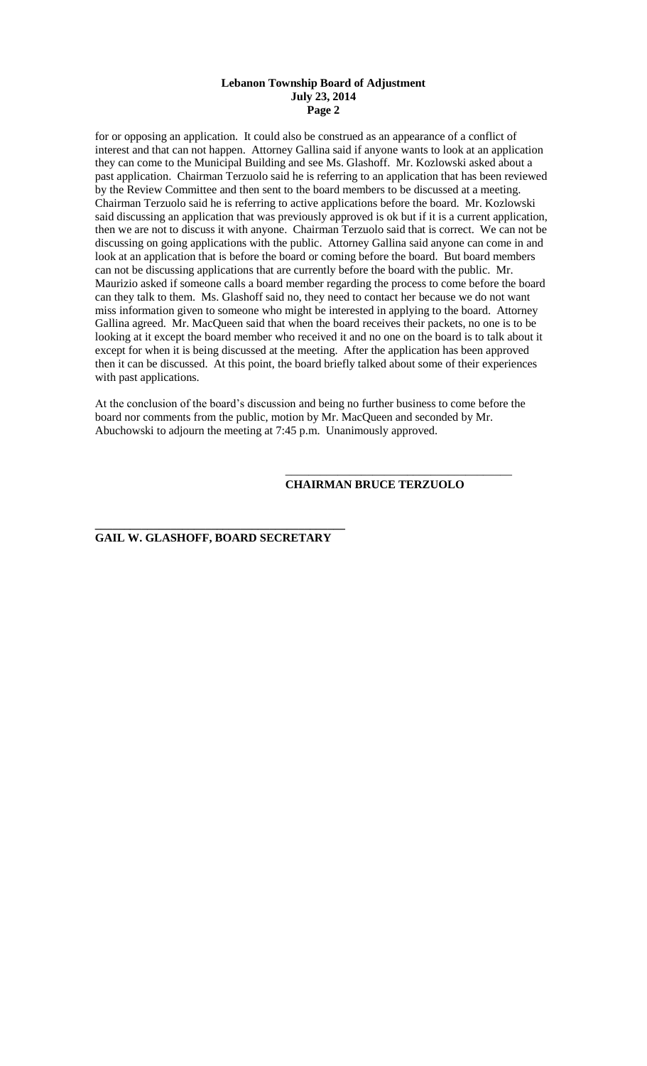for or opposing an application. It could also be construed as an appearance of a conflict of interest and that can not happen. Attorney Gallina said if anyone wants to look at an application they can come to the Municipal Building and see Ms. Glashoff. Mr. Kozlowski asked about a past application. Chairman Terzuolo said he is referring to an application that has been reviewed by the Review Committee and then sent to the board members to be discussed at a meeting. Chairman Terzuolo said he is referring to active applications before the board. Mr. Kozlowski said discussing an application that was previously approved is ok but if it is a current application, then we are not to discuss it with anyone. Chairman Terzuolo said that is correct. We can not be discussing on going applications with the public. Attorney Gallina said anyone can come in and look at an application that is before the board or coming before the board. But board members can not be discussing applications that are currently before the board with the public. Mr. Maurizio asked if someone calls a board member regarding the process to come before the board can they talk to them. Ms. Glashoff said no, they need to contact her because we do not want miss information given to someone who might be interested in applying to the board. Attorney Gallina agreed. Mr. MacQueen said that when the board receives their packets, no one is to be looking at it except the board member who received it and no one on the board is to talk about it except for when it is being discussed at the meeting. After the application has been approved then it can be discussed. At this point, the board briefly talked about some of their experiences with past applications.

At the conclusion of the board's discussion and being no further business to come before the board nor comments from the public, motion by Mr. MacQueen and seconded by Mr. Abuchowski to adjourn the meeting at 7:45 p.m. Unanimously approved.

\_\_\_\_\_\_\_\_\_\_\_\_\_\_\_\_\_\_\_\_\_\_\_\_\_\_\_\_\_\_\_\_\_\_\_\_\_\_\_\_

**CHAIRMAN BRUCE TERZUOLO**

\_\_\_\_\_\_\_\_\_\_\_\_\_\_\_\_\_\_\_\_\_\_\_\_\_\_\_\_\_\_\_\_\_\_\_\_\_\_\_\_

**GAIL W. GLASHOFF, BOARD SECRETARY**